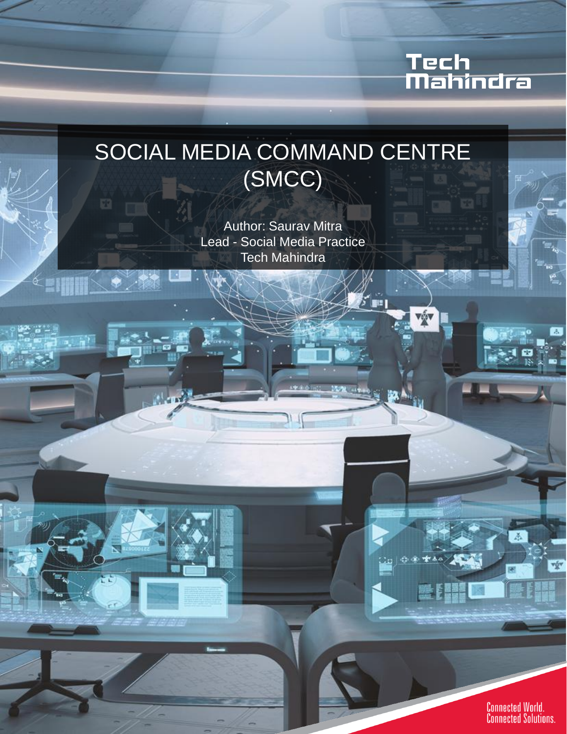Tech Mahindra

# SOCIAL MEDIA COMMAND CENTRE (SMCC)

Author: Saurav Mitra
Lead - Social Media Practice
Tech Mahindra

Connected World.
Connected Solutions.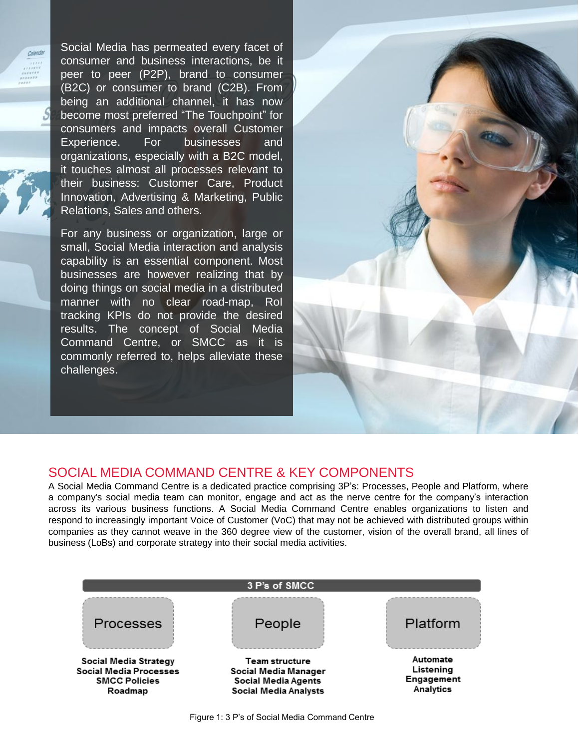Social Media has permeated every facet of consumer and business interactions, be it peer to peer (P2P), brand to consumer (B2C) or consumer to brand (C2B). From being an additional channel, it has now become most preferred "The Touchpoint" for consumers and impacts overall Customer Experience. For businesses and organizations, especially with a B2C model, it touches almost all processes relevant to their business: Customer Care, Product Innovation, Advertising & Marketing, Public Relations, Sales and others.

For any business or organization, large or small, Social Media interaction and analysis capability is an essential component. Most businesses are however realizing that by doing things on social media in a distributed manner with no clear road-map, RoI tracking KPIs do not provide the desired results. The concept of Social Media Command Centre, or SMCC as it is commonly referred to, helps alleviate these challenges.

## SOCIAL MEDIA COMMAND CENTRE & KEY COMPONENTS

A Social Media Command Centre is a dedicated practice comprising 3P's: Processes, People and Platform, where a company's social media team can monitor, engage and act as the nerve centre for the company's interaction across its various business functions. A Social Media Command Centre enables organizations to listen and respond to increasingly important Voice of Customer (VoC) that may not be achieved with distributed groups within companies as they cannot weave in the 360 degree view of the customer, vision of the overall brand, all lines of business (LoBs) and corporate strategy into their social media activities.

| 3 P's of SMCC | | |
|---|---|---|
| Processes | People | Platform |
| Social Media Strategy<br>Social Media Processes<br>SMCC Policies<br>Roadmap | Team structure<br>Social Media Manager<br>Social Media Agents<br>Social Media Analysts | Automate<br>Listening<br>Engagement<br>Analytics |

Figure 1: 3 P's of Social Media Command Centre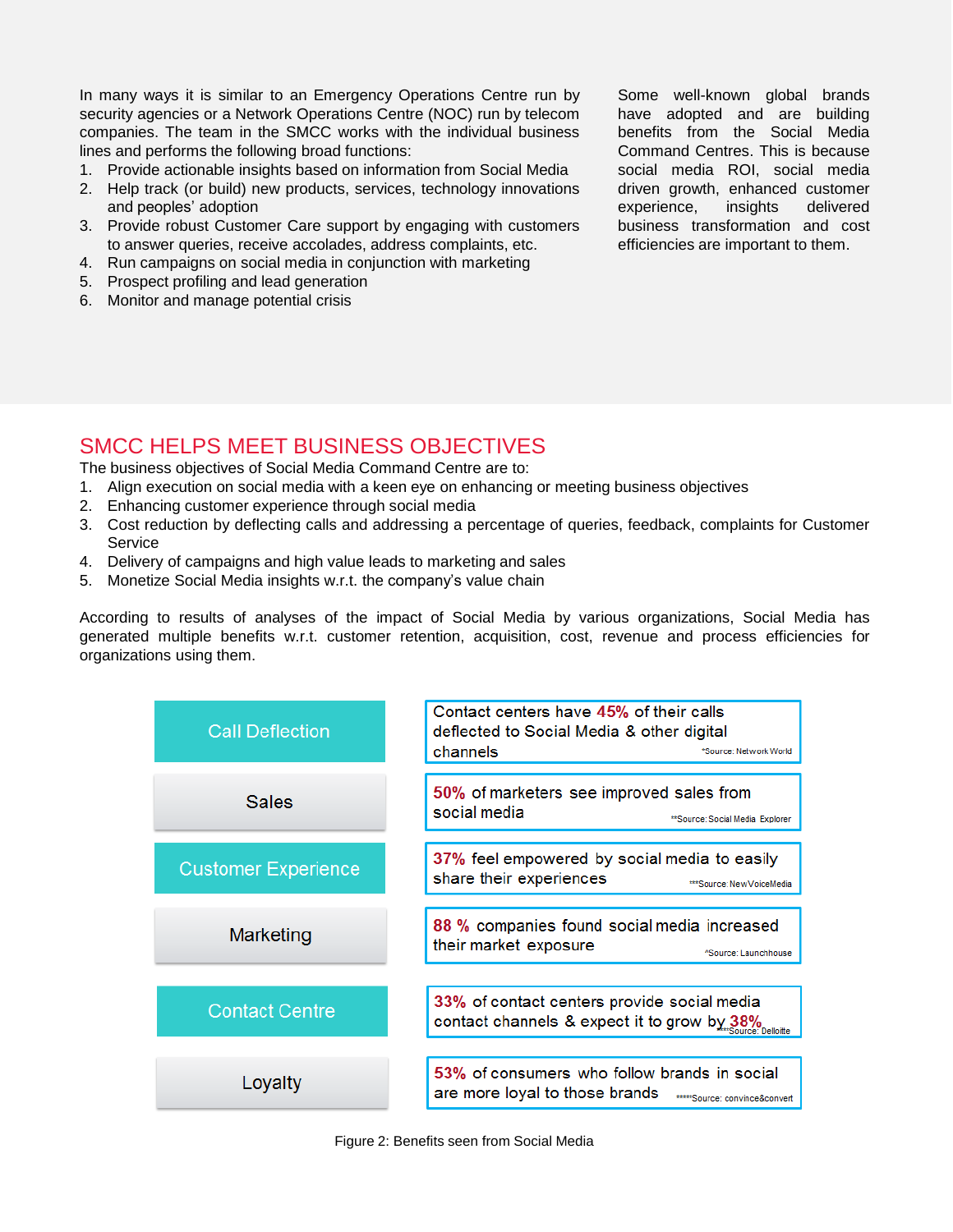In many ways it is similar to an Emergency Operations Centre run by security agencies or a Network Operations Centre (NOC) run by telecom companies. The team in the SMCC works with the individual business lines and performs the following broad functions:

1. Provide actionable insights based on information from Social Media
2. Help track (or build) new products, services, technology innovations and peoples' adoption
3. Provide robust Customer Care support by engaging with customers to answer queries, receive accolades, address complaints, etc.
4. Run campaigns on social media in conjunction with marketing
5. Prospect profiling and lead generation
6. Monitor and manage potential crisis

Some well-known global brands have adopted and are building benefits from the Social Media Command Centres. This is because social media ROI, social media driven growth, enhanced customer experience, insights delivered business transformation and cost efficiencies are important to them.

## SMCC HELPS MEET BUSINESS OBJECTIVES

The business objectives of Social Media Command Centre are to:

1. Align execution on social media with a keen eye on enhancing or meeting business objectives
2. Enhancing customer experience through social media
3. Cost reduction by deflecting calls and addressing a percentage of queries, feedback, complaints for Customer Service
4. Delivery of campaigns and high value leads to marketing and sales
5. Monetize Social Media insights w.r.t. the company's value chain

According to results of analyses of the impact of Social Media by various organizations, Social Media has generated multiple benefits w.r.t. customer retention, acquisition, cost, revenue and process efficiencies for organizations using them.

| Benefit | Finding |
| --- | --- |
| Call Deflection | Contact centers have **45%** of their calls deflected to Social Media & other digital channels *Source: Network World |
| Sales | **50%** of marketers see improved sales from social media **Source: Social Media Explorer |
| Customer Experience | **37%** feel empowered by social media to easily share their experiences ***Source: NewVoiceMedia |
| Marketing | **88 %** companies found social media increased their market exposure ^Source: Launchhouse |
| Contact Centre | **33%** of contact centers provide social media contact channels & expect it to grow by **38%** ****Source: Deloitte |
| Loyalty | **53%** of consumers who follow brands in social are more loyal to those brands *****Source: convince&convert |

Figure 2: Benefits seen from Social Media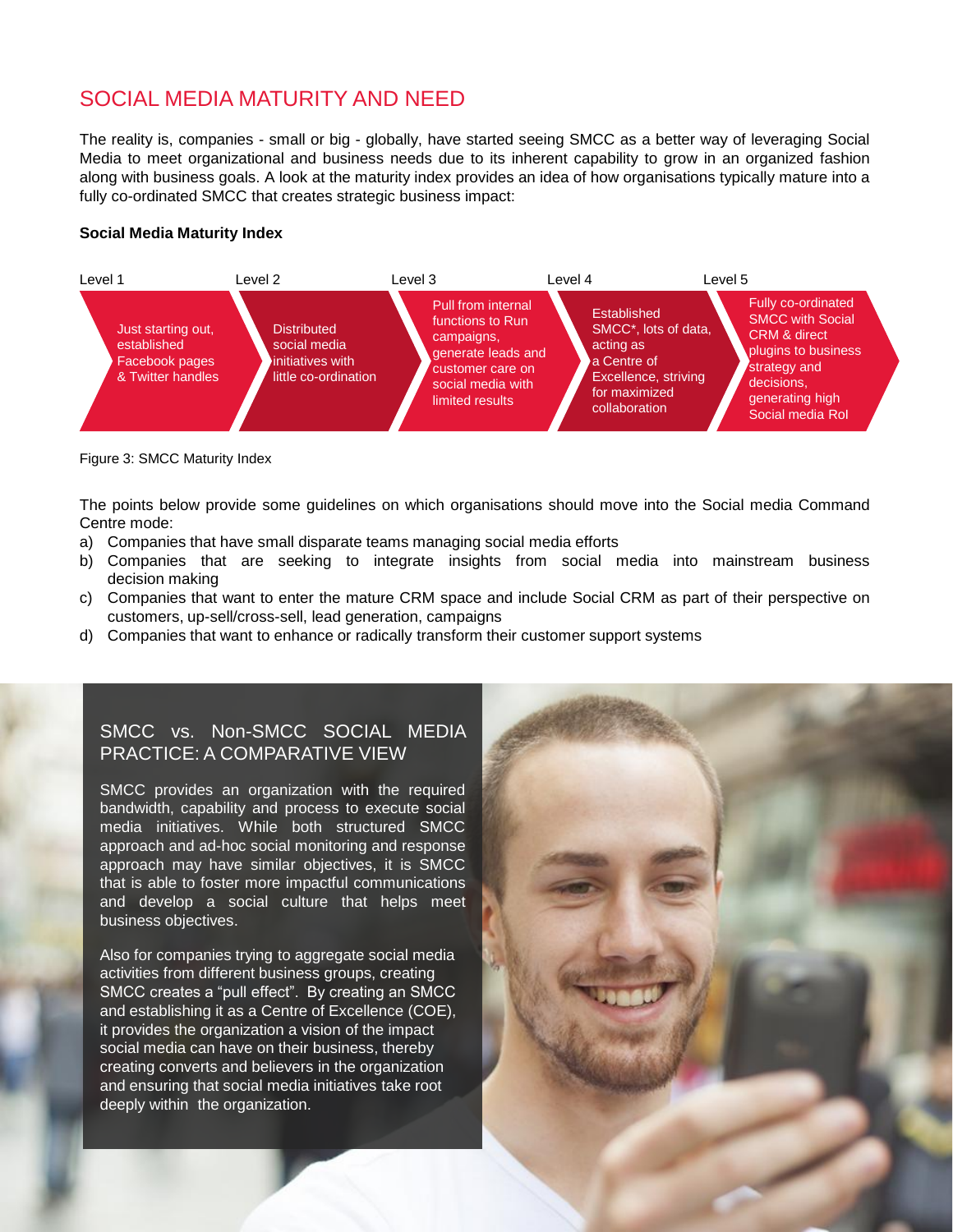## SOCIAL MEDIA MATURITY AND NEED

The reality is, companies - small or big - globally, have started seeing SMCC as a better way of leveraging Social Media to meet organizational and business needs due to its inherent capability to grow in an organized fashion along with business goals. A look at the maturity index provides an idea of how organisations typically mature into a fully co-ordinated SMCC that creates strategic business impact:

**Social Media Maturity Index**

| Level 1 | Level 2 | Level 3 | Level 4 | Level 5 |
|---|---|---|---|---|
| Just starting out, established Facebook pages & Twitter handles | Distributed social media initiatives with little co-ordination | Pull from internal functions to Run campaigns, generate leads and customer care on social media with limited results | Established SMCC*, lots of data, acting as a Centre of Excellence, striving for maximized collaboration | Fully co-ordinated SMCC with Social CRM & direct plugins to business strategy and decisions, generating high Social media RoI |

Figure 3: SMCC Maturity Index

The points below provide some guidelines on which organisations should move into the Social media Command Centre mode:

a) Companies that have small disparate teams managing social media efforts
b) Companies that are seeking to integrate insights from social media into mainstream business decision making
c) Companies that want to enter the mature CRM space and include Social CRM as part of their perspective on customers, up-sell/cross-sell, lead generation, campaigns
d) Companies that want to enhance or radically transform their customer support systems

## SMCC vs. Non-SMCC SOCIAL MEDIA PRACTICE: A COMPARATIVE VIEW

SMCC provides an organization with the required bandwidth, capability and process to execute social media initiatives. While both structured SMCC approach and ad-hoc social monitoring and response approach may have similar objectives, it is SMCC that is able to foster more impactful communications and develop a social culture that helps meet business objectives.

Also for companies trying to aggregate social media activities from different business groups, creating SMCC creates a "pull effect". By creating an SMCC and establishing it as a Centre of Excellence (COE), it provides the organization a vision of the impact social media can have on their business, thereby creating converts and believers in the organization and ensuring that social media initiatives take root deeply within the organization.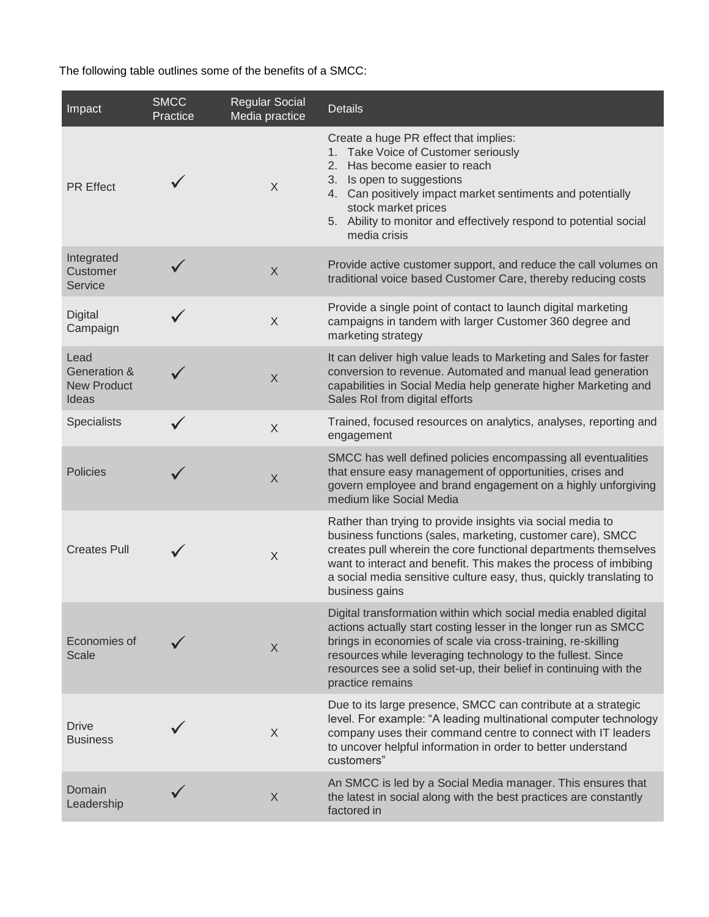The following table outlines some of the benefits of a SMCC:

| Impact | SMCC Practice | Regular Social Media practice | Details |
|---|---|---|---|
| PR Effect | ✓ | X | Create a huge PR effect that implies:<br>1. Take Voice of Customer seriously<br>2. Has become easier to reach<br>3. Is open to suggestions<br>4. Can positively impact market sentiments and potentially stock market prices<br>5. Ability to monitor and effectively respond to potential social media crisis |
| Integrated Customer Service | ✓ | X | Provide active customer support, and reduce the call volumes on traditional voice based Customer Care, thereby reducing costs |
| Digital Campaign | ✓ | X | Provide a single point of contact to launch digital marketing campaigns in tandem with larger Customer 360 degree and marketing strategy |
| Lead Generation & New Product Ideas | ✓ | X | It can deliver high value leads to Marketing and Sales for faster conversion to revenue. Automated and manual lead generation capabilities in Social Media help generate higher Marketing and Sales RoI from digital efforts |
| Specialists | ✓ | X | Trained, focused resources on analytics, analyses, reporting and engagement |
| Policies | ✓ | X | SMCC has well defined policies encompassing all eventualities that ensure easy management of opportunities, crises and govern employee and brand engagement on a highly unforgiving medium like Social Media |
| Creates Pull | ✓ | X | Rather than trying to provide insights via social media to business functions (sales, marketing, customer care), SMCC creates pull wherein the core functional departments themselves want to interact and benefit. This makes the process of imbibing a social media sensitive culture easy, thus, quickly translating to business gains |
| Economies of Scale | ✓ | X | Digital transformation within which social media enabled digital actions actually start costing lesser in the longer run as SMCC brings in economies of scale via cross-training, re-skilling resources while leveraging technology to the fullest. Since resources see a solid set-up, their belief in continuing with the practice remains |
| Drive Business | ✓ | X | Due to its large presence, SMCC can contribute at a strategic level. For example: "A leading multinational computer technology company uses their command centre to connect with IT leaders to uncover helpful information in order to better understand customers" |
| Domain Leadership | ✓ | X | An SMCC is led by a Social Media manager. This ensures that the latest in social along with the best practices are constantly factored in |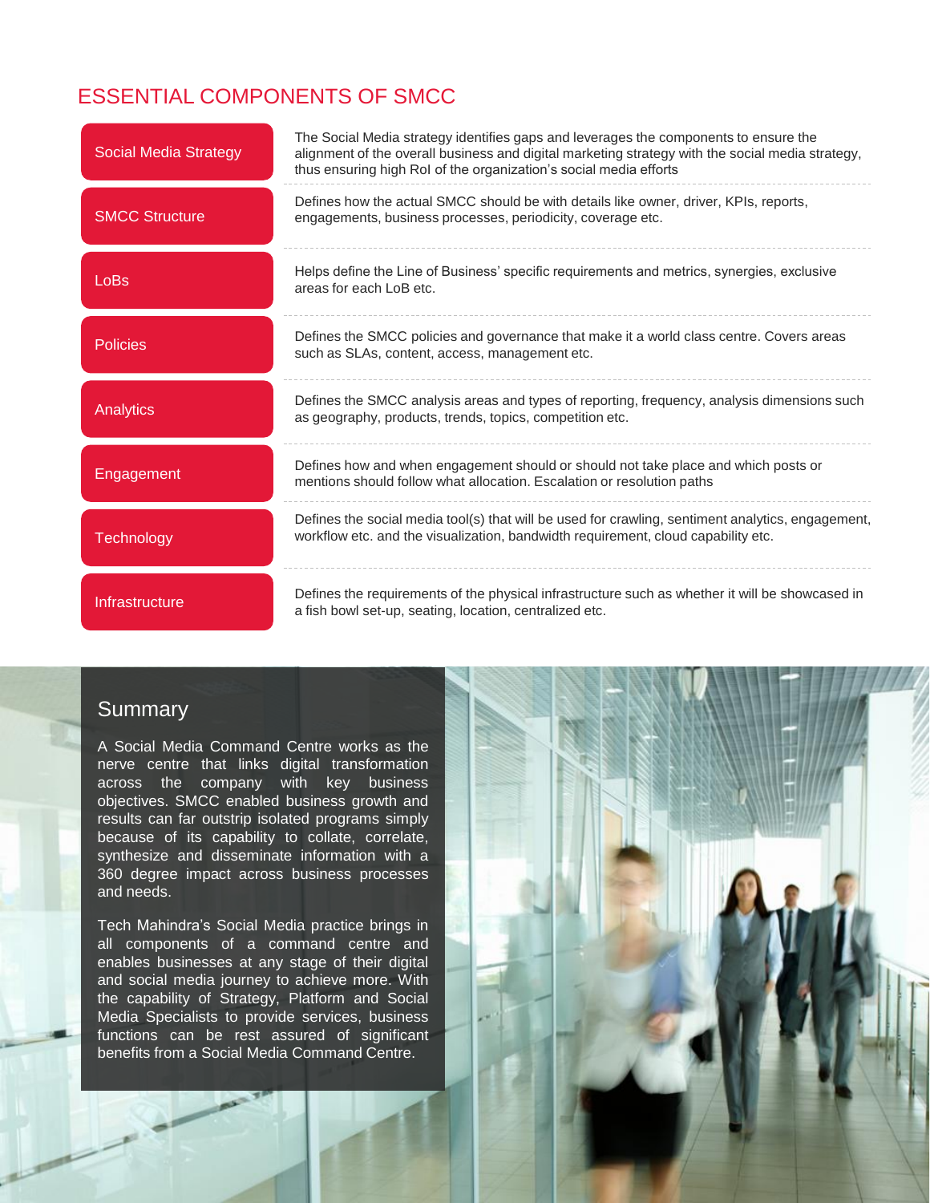## ESSENTIAL COMPONENTS OF SMCC

| Component | Description |
|---|---|
| Social Media Strategy | The Social Media strategy identifies gaps and leverages the components to ensure the alignment of the overall business and digital marketing strategy with the social media strategy, thus ensuring high RoI of the organization's social media efforts |
| SMCC Structure | Defines how the actual SMCC should be with details like owner, driver, KPIs, reports, engagements, business processes, periodicity, coverage etc. |
| LoBs | Helps define the Line of Business' specific requirements and metrics, synergies, exclusive areas for each LoB etc. |
| Policies | Defines the SMCC policies and governance that make it a world class centre. Covers areas such as SLAs, content, access, management etc. |
| Analytics | Defines the SMCC analysis areas and types of reporting, frequency, analysis dimensions such as geography, products, trends, topics, competition etc. |
| Engagement | Defines how and when engagement should or should not take place and which posts or mentions should follow what allocation. Escalation or resolution paths |
| Technology | Defines the social media tool(s) that will be used for crawling, sentiment analytics, engagement, workflow etc. and the visualization, bandwidth requirement, cloud capability etc. |
| Infrastructure | Defines the requirements of the physical infrastructure such as whether it will be showcased in a fish bowl set-up, seating, location, centralized etc. |

## Summary

A Social Media Command Centre works as the nerve centre that links digital transformation across the company with key business objectives. SMCC enabled business growth and results can far outstrip isolated programs simply because of its capability to collate, correlate, synthesize and disseminate information with a 360 degree impact across business processes and needs.

Tech Mahindra's Social Media practice brings in all components of a command centre and enables businesses at any stage of their digital and social media journey to achieve more. With the capability of Strategy, Platform and Social Media Specialists to provide services, business functions can be rest assured of significant benefits from a Social Media Command Centre.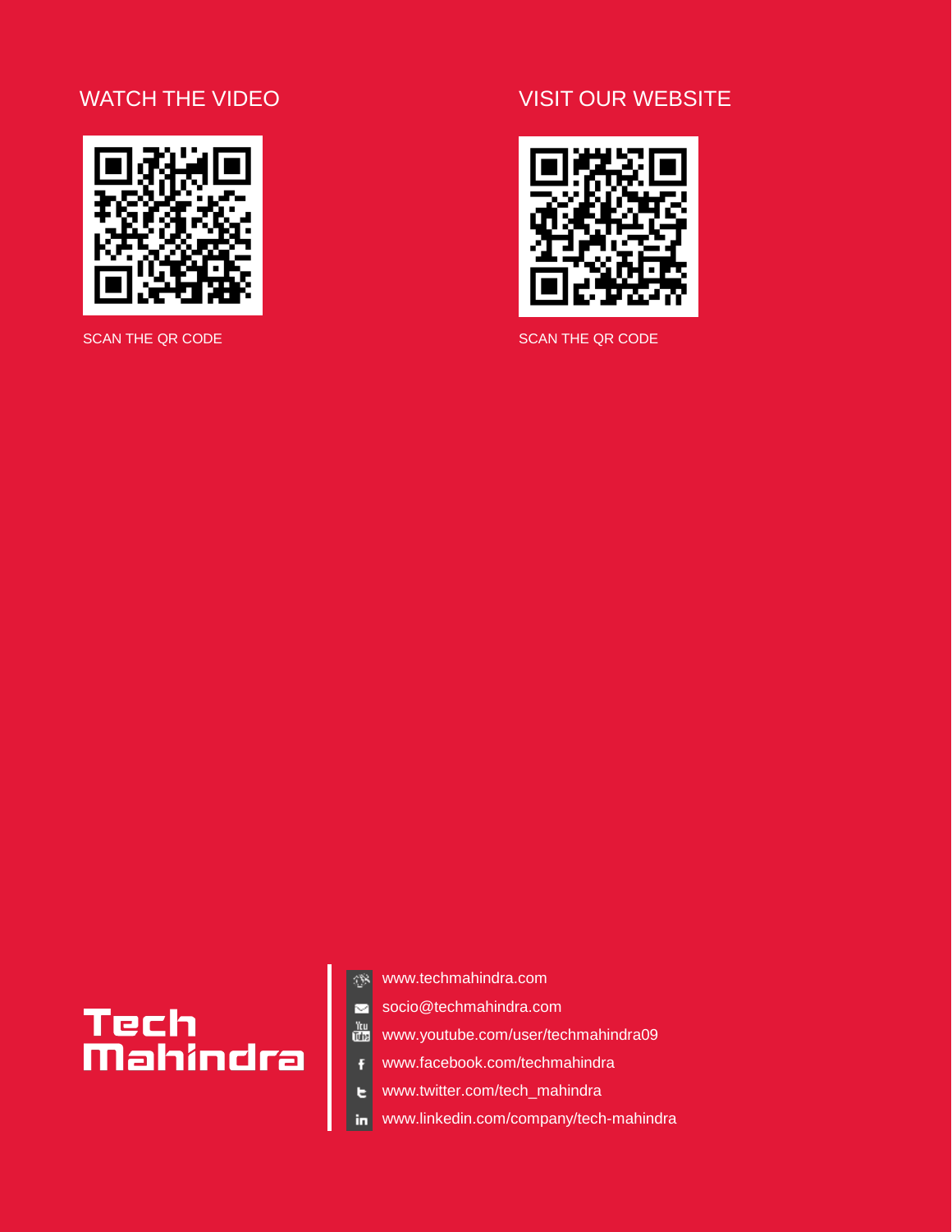WATCH THE VIDEO

SCAN THE QR CODE

VISIT OUR WEBSITE

SCAN THE QR CODE

Tech Mahindra

www.techmahindra.com

socio@techmahindra.com

www.youtube.com/user/techmahindra09

www.facebook.com/techmahindra

www.twitter.com/tech_mahindra

www.linkedin.com/company/tech-mahindra